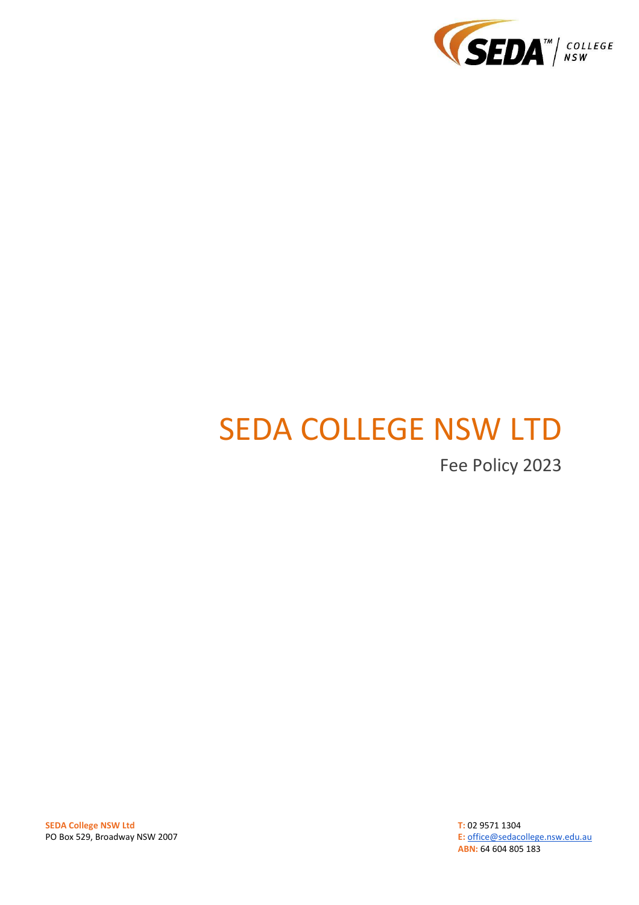# SEDA COLLEGE NSW LTD

## Fee Policy 2023

**SEDA College NSW Ltd**
PO Box 529, Broadway NSW 2007

**T:** 02 9571 1304
**E:** office@sedacollege.nsw.edu.au
**ABN:** 64 604 805 183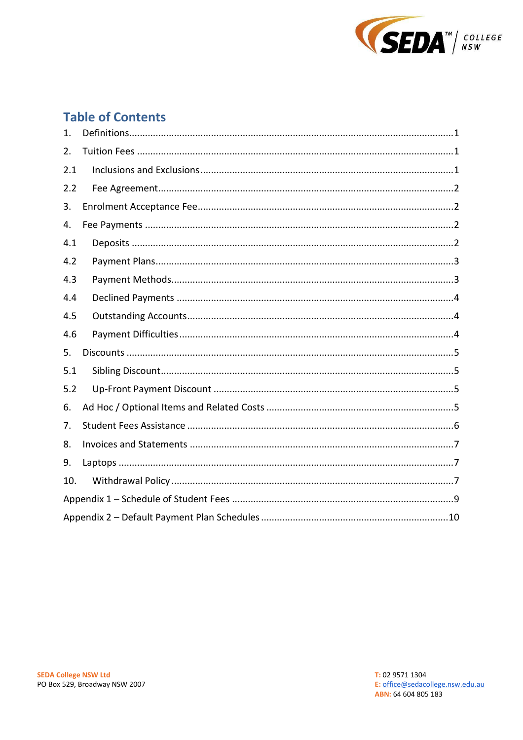# Table of Contents

1. Definitions....................................................................................................1
2. Tuition Fees ...................................................................................................1
   - 2.1 Inclusions and Exclusions.....................................................................1
   - 2.2 Fee Agreement.......................................................................................2
3. Enrolment Acceptance Fee.............................................................................2
4. Fee Payments .................................................................................................2
   - 4.1 Deposits ................................................................................................2
   - 4.2 Payment Plans........................................................................................3
   - 4.3 Payment Methods...................................................................................3
   - 4.4 Declined Payments .................................................................................4
   - 4.5 Outstanding Accounts.............................................................................4
   - 4.6 Payment Difficulties................................................................................4
5. Discounts .......................................................................................................5
   - 5.1 Sibling Discount......................................................................................5
   - 5.2 Up-Front Payment Discount ...................................................................5
6. Ad Hoc / Optional Items and Related Costs .....................................................5
7. Student Fees Assistance .................................................................................6
8. Invoices and Statements .................................................................................7
9. Laptops ..........................................................................................................7
10. Withdrawal Policy ..........................................................................................7

Appendix 1 – Schedule of Student Fees ...............................................................9

Appendix 2 – Default Payment Plan Schedules ....................................................10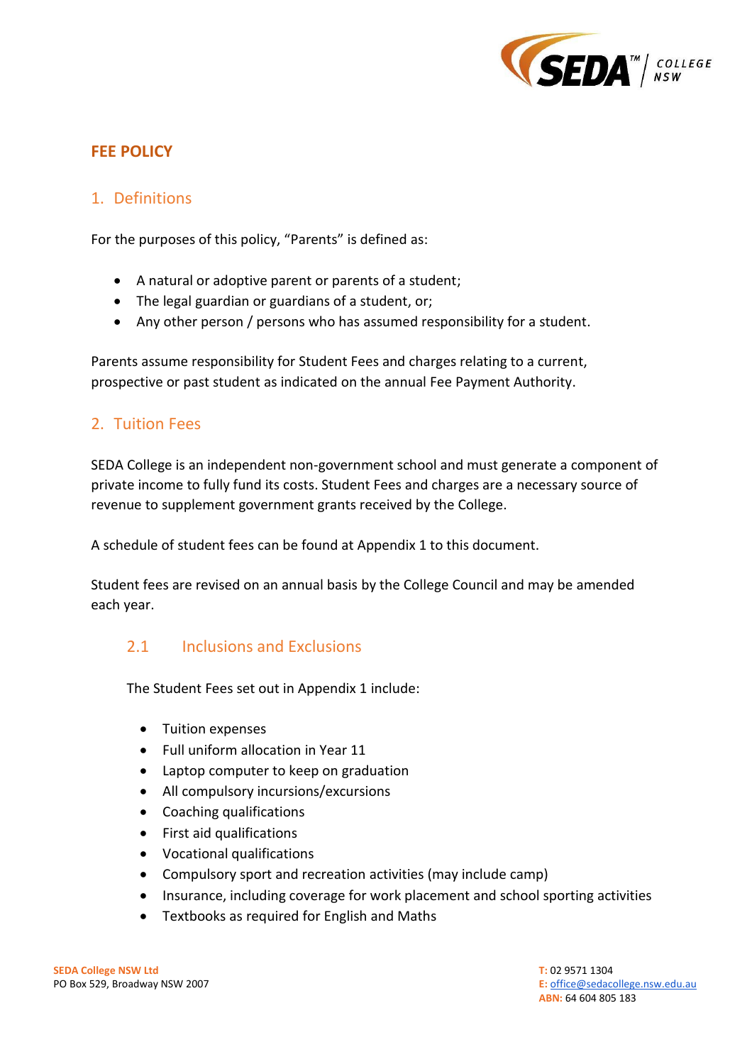# FEE POLICY

## 1. Definitions

For the purposes of this policy, "Parents" is defined as:

- A natural or adoptive parent or parents of a student;
- The legal guardian or guardians of a student, or;
- Any other person / persons who has assumed responsibility for a student.

Parents assume responsibility for Student Fees and charges relating to a current, prospective or past student as indicated on the annual Fee Payment Authority.

## 2. Tuition Fees

SEDA College is an independent non-government school and must generate a component of private income to fully fund its costs. Student Fees and charges are a necessary source of revenue to supplement government grants received by the College.

A schedule of student fees can be found at Appendix 1 to this document.

Student fees are revised on an annual basis by the College Council and may be amended each year.

### 2.1 Inclusions and Exclusions

The Student Fees set out in Appendix 1 include:

- Tuition expenses
- Full uniform allocation in Year 11
- Laptop computer to keep on graduation
- All compulsory incursions/excursions
- Coaching qualifications
- First aid qualifications
- Vocational qualifications
- Compulsory sport and recreation activities (may include camp)
- Insurance, including coverage for work placement and school sporting activities
- Textbooks as required for English and Maths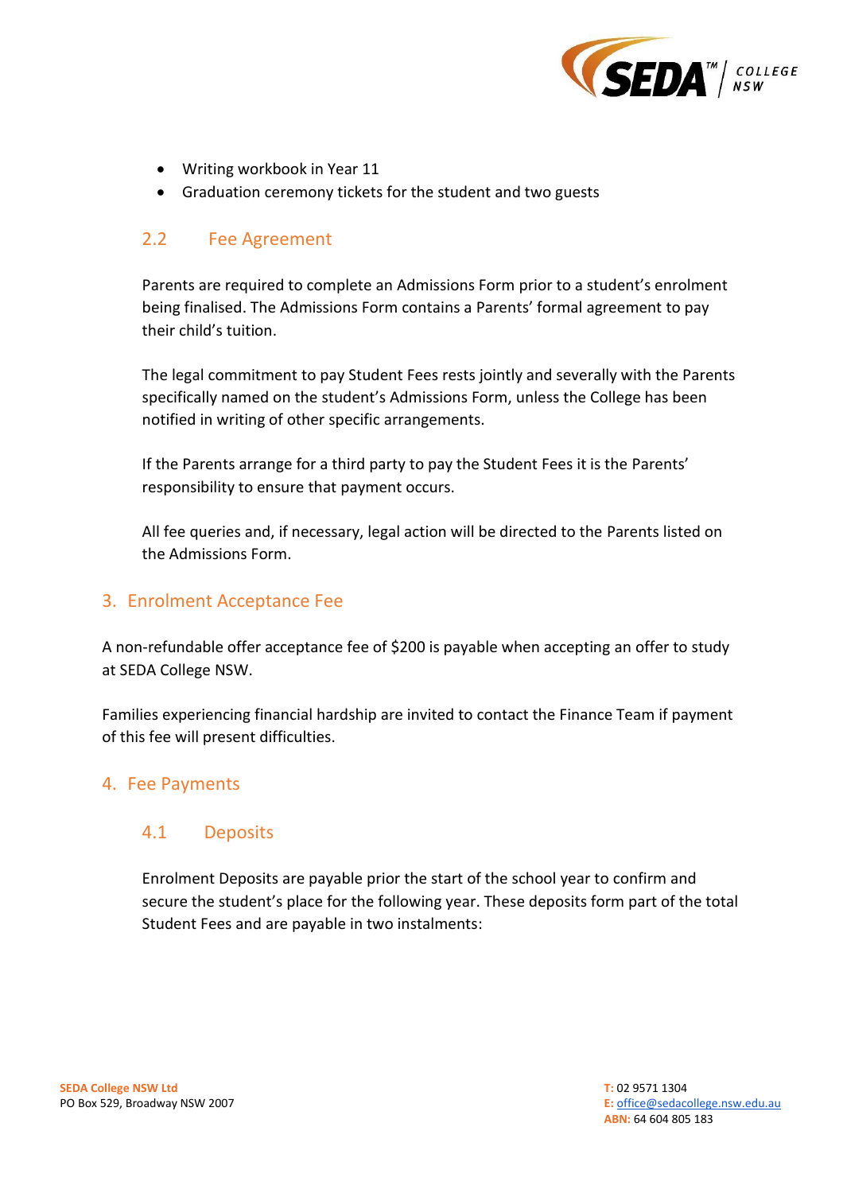- Writing workbook in Year 11
- Graduation ceremony tickets for the student and two guests

### 2.2 Fee Agreement

Parents are required to complete an Admissions Form prior to a student's enrolment being finalised. The Admissions Form contains a Parents' formal agreement to pay their child's tuition.

The legal commitment to pay Student Fees rests jointly and severally with the Parents specifically named on the student's Admissions Form, unless the College has been notified in writing of other specific arrangements.

If the Parents arrange for a third party to pay the Student Fees it is the Parents' responsibility to ensure that payment occurs.

All fee queries and, if necessary, legal action will be directed to the Parents listed on the Admissions Form.

## 3. Enrolment Acceptance Fee

A non-refundable offer acceptance fee of $200 is payable when accepting an offer to study at SEDA College NSW.

Families experiencing financial hardship are invited to contact the Finance Team if payment of this fee will present difficulties.

## 4. Fee Payments

### 4.1 Deposits

Enrolment Deposits are payable prior the start of the school year to confirm and secure the student's place for the following year. These deposits form part of the total Student Fees and are payable in two instalments: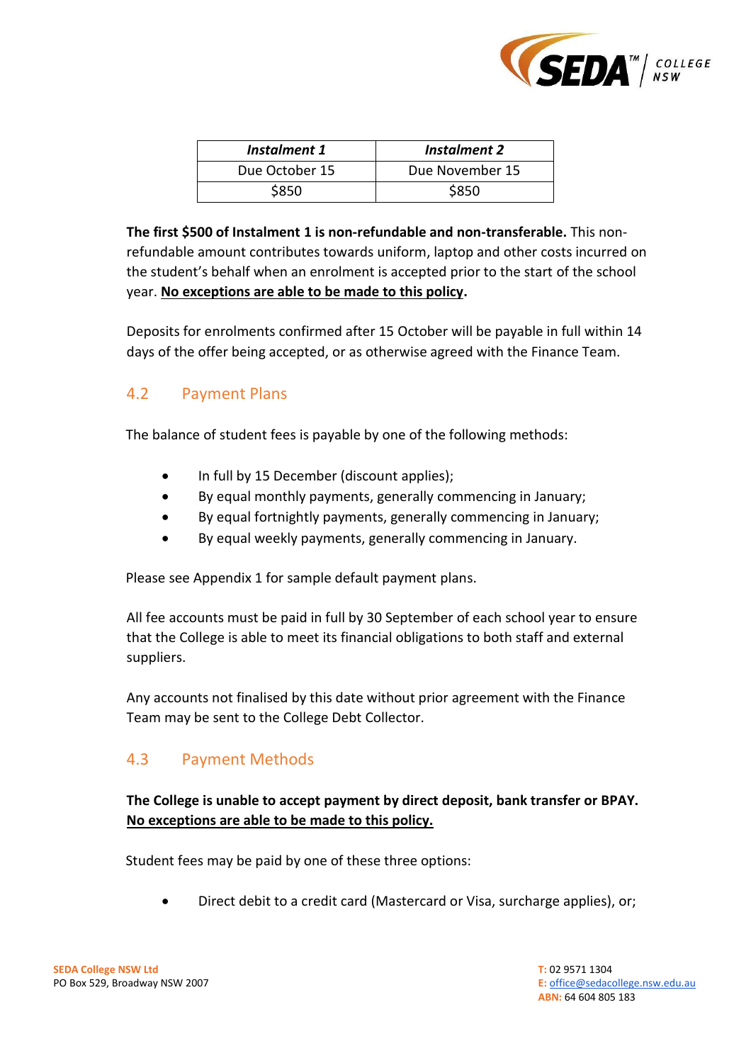| *Instalment 1* | *Instalment 2* |
| --- | --- |
| Due October 15 | Due November 15 |
| $850 | $850 |

**The first $500 of Instalment 1 is non-refundable and non-transferable.** This non-refundable amount contributes towards uniform, laptop and other costs incurred on the student's behalf when an enrolment is accepted prior to the start of the school year. **<u>No exceptions are able to be made to this policy</u>.**

Deposits for enrolments confirmed after 15 October will be payable in full within 14 days of the offer being accepted, or as otherwise agreed with the Finance Team.

## 4.2 Payment Plans

The balance of student fees is payable by one of the following methods:

- In full by 15 December (discount applies);
- By equal monthly payments, generally commencing in January;
- By equal fortnightly payments, generally commencing in January;
- By equal weekly payments, generally commencing in January.

Please see Appendix 1 for sample default payment plans.

All fee accounts must be paid in full by 30 September of each school year to ensure that the College is able to meet its financial obligations to both staff and external suppliers.

Any accounts not finalised by this date without prior agreement with the Finance Team may be sent to the College Debt Collector.

## 4.3 Payment Methods

**The College is unable to accept payment by direct deposit, bank transfer or BPAY. <u>No exceptions are able to be made to this policy.</u>**

Student fees may be paid by one of these three options:

- Direct debit to a credit card (Mastercard or Visa, surcharge applies), or;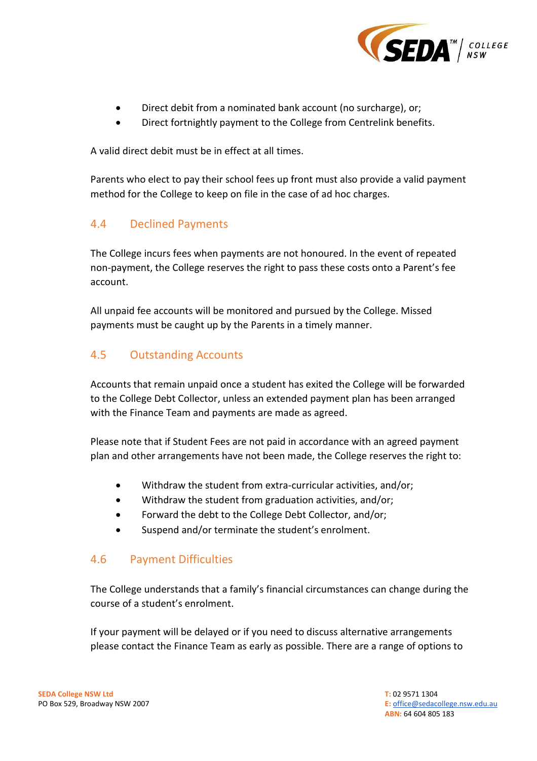- Direct debit from a nominated bank account (no surcharge), or;
- Direct fortnightly payment to the College from Centrelink benefits.

A valid direct debit must be in effect at all times.

Parents who elect to pay their school fees up front must also provide a valid payment method for the College to keep on file in the case of ad hoc charges.

## 4.4 Declined Payments

The College incurs fees when payments are not honoured. In the event of repeated non-payment, the College reserves the right to pass these costs onto a Parent's fee account.

All unpaid fee accounts will be monitored and pursued by the College. Missed payments must be caught up by the Parents in a timely manner.

## 4.5 Outstanding Accounts

Accounts that remain unpaid once a student has exited the College will be forwarded to the College Debt Collector, unless an extended payment plan has been arranged with the Finance Team and payments are made as agreed.

Please note that if Student Fees are not paid in accordance with an agreed payment plan and other arrangements have not been made, the College reserves the right to:

- Withdraw the student from extra-curricular activities, and/or;
- Withdraw the student from graduation activities, and/or;
- Forward the debt to the College Debt Collector, and/or;
- Suspend and/or terminate the student's enrolment.

## 4.6 Payment Difficulties

The College understands that a family's financial circumstances can change during the course of a student's enrolment.

If your payment will be delayed or if you need to discuss alternative arrangements please contact the Finance Team as early as possible. There are a range of options to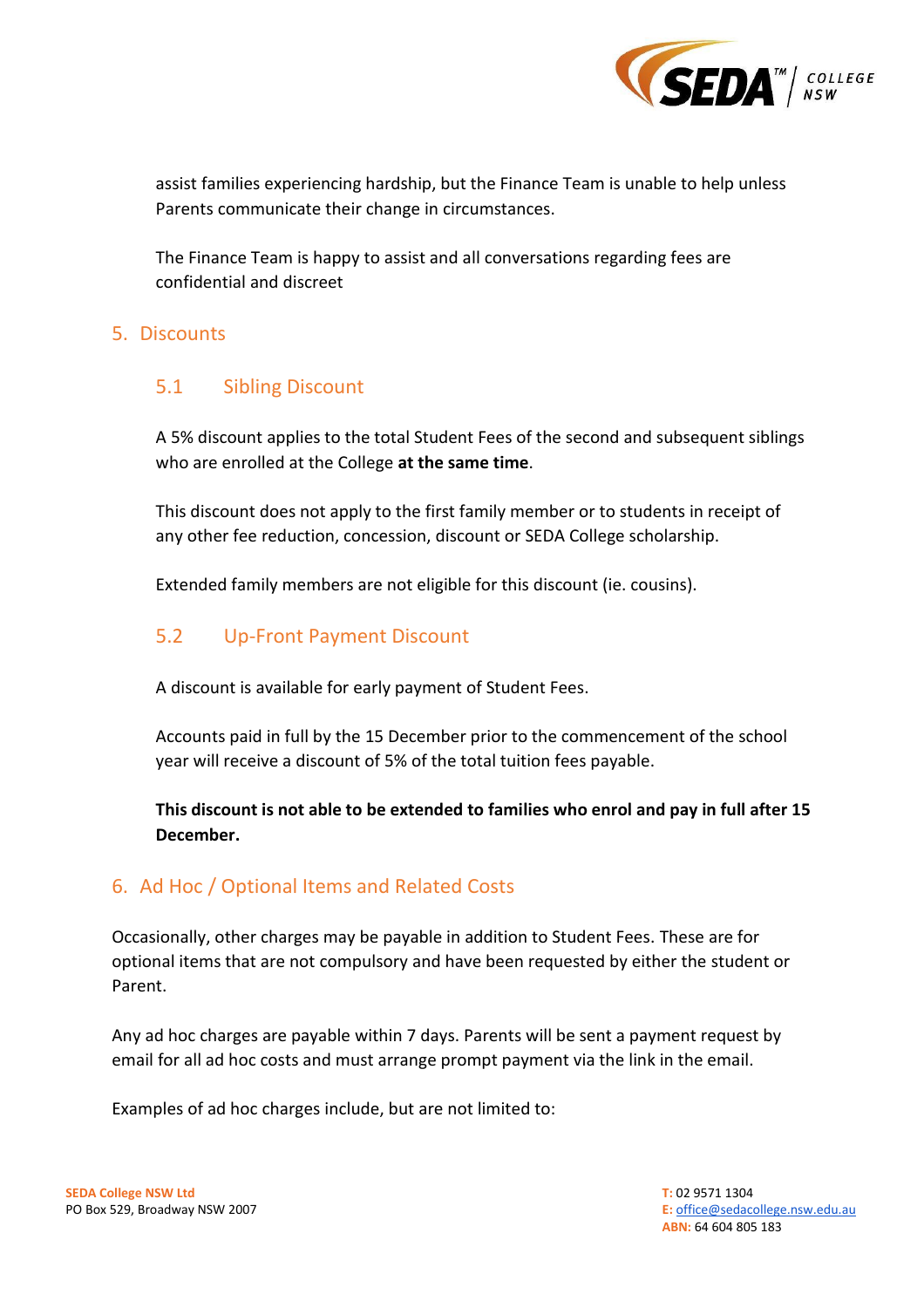assist families experiencing hardship, but the Finance Team is unable to help unless Parents communicate their change in circumstances.

The Finance Team is happy to assist and all conversations regarding fees are confidential and discreet

## 5. Discounts

### 5.1 Sibling Discount

A 5% discount applies to the total Student Fees of the second and subsequent siblings who are enrolled at the College **at the same time**.

This discount does not apply to the first family member or to students in receipt of any other fee reduction, concession, discount or SEDA College scholarship.

Extended family members are not eligible for this discount (ie. cousins).

### 5.2 Up-Front Payment Discount

A discount is available for early payment of Student Fees.

Accounts paid in full by the 15 December prior to the commencement of the school year will receive a discount of 5% of the total tuition fees payable.

**This discount is not able to be extended to families who enrol and pay in full after 15 December.**

## 6. Ad Hoc / Optional Items and Related Costs

Occasionally, other charges may be payable in addition to Student Fees. These are for optional items that are not compulsory and have been requested by either the student or Parent.

Any ad hoc charges are payable within 7 days. Parents will be sent a payment request by email for all ad hoc costs and must arrange prompt payment via the link in the email.

Examples of ad hoc charges include, but are not limited to: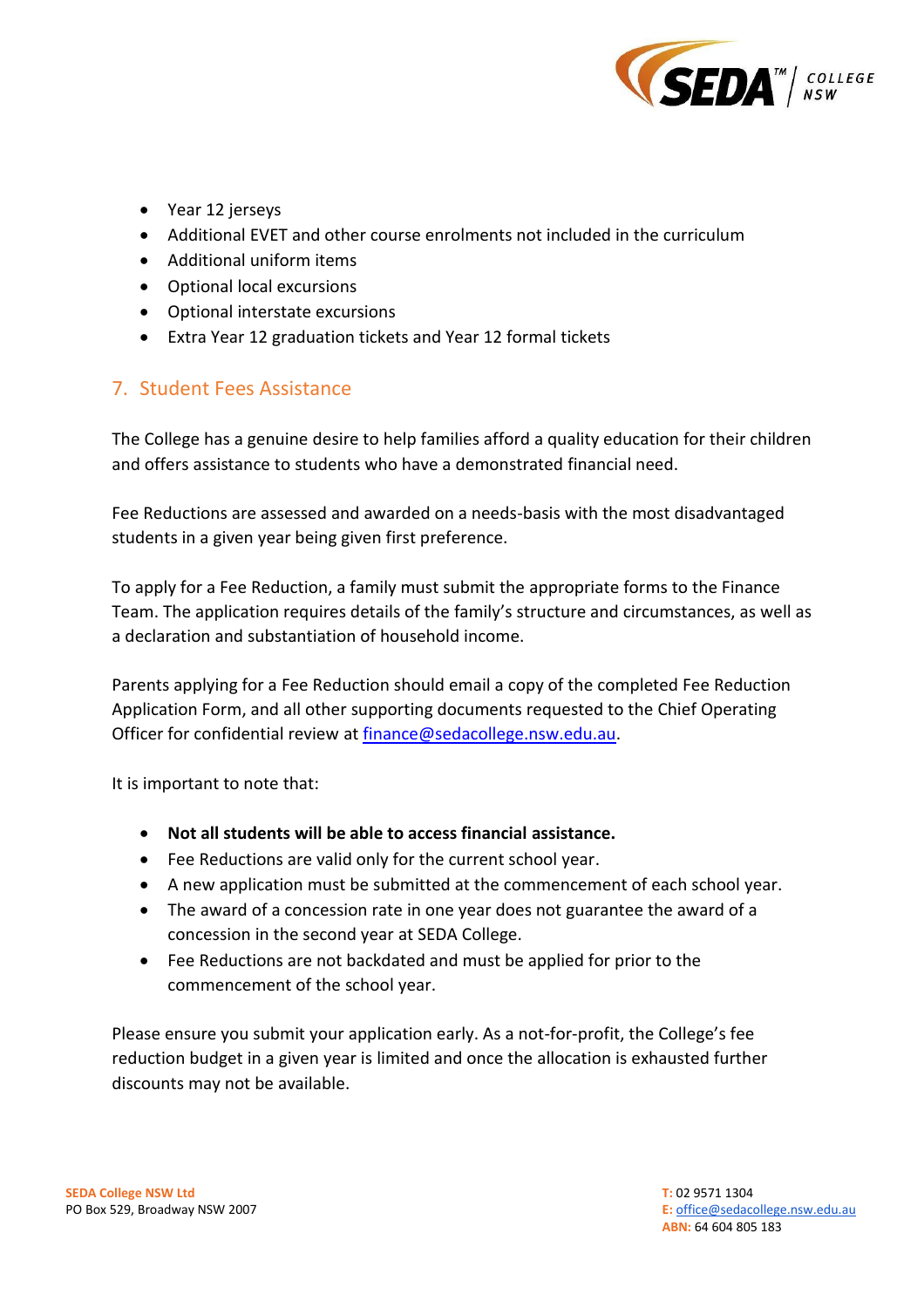- Year 12 jerseys
- Additional EVET and other course enrolments not included in the curriculum
- Additional uniform items
- Optional local excursions
- Optional interstate excursions
- Extra Year 12 graduation tickets and Year 12 formal tickets

## 7. Student Fees Assistance

The College has a genuine desire to help families afford a quality education for their children and offers assistance to students who have a demonstrated financial need.

Fee Reductions are assessed and awarded on a needs-basis with the most disadvantaged students in a given year being given first preference.

To apply for a Fee Reduction, a family must submit the appropriate forms to the Finance Team. The application requires details of the family's structure and circumstances, as well as a declaration and substantiation of household income.

Parents applying for a Fee Reduction should email a copy of the completed Fee Reduction Application Form, and all other supporting documents requested to the Chief Operating Officer for confidential review at finance@sedacollege.nsw.edu.au.

It is important to note that:

- **Not all students will be able to access financial assistance.**
- Fee Reductions are valid only for the current school year.
- A new application must be submitted at the commencement of each school year.
- The award of a concession rate in one year does not guarantee the award of a concession in the second year at SEDA College.
- Fee Reductions are not backdated and must be applied for prior to the commencement of the school year.

Please ensure you submit your application early. As a not-for-profit, the College's fee reduction budget in a given year is limited and once the allocation is exhausted further discounts may not be available.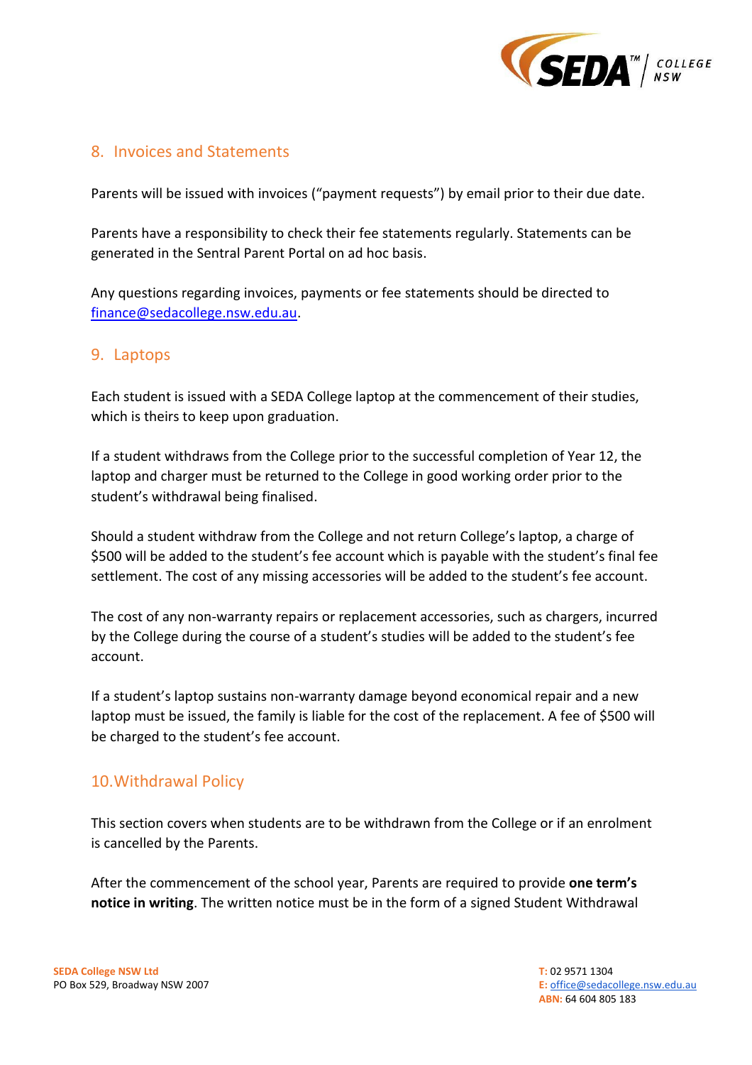## 8. Invoices and Statements

Parents will be issued with invoices ("payment requests") by email prior to their due date.

Parents have a responsibility to check their fee statements regularly. Statements can be generated in the Sentral Parent Portal on ad hoc basis.

Any questions regarding invoices, payments or fee statements should be directed to finance@sedacollege.nsw.edu.au.

## 9. Laptops

Each student is issued with a SEDA College laptop at the commencement of their studies, which is theirs to keep upon graduation.

If a student withdraws from the College prior to the successful completion of Year 12, the laptop and charger must be returned to the College in good working order prior to the student's withdrawal being finalised.

Should a student withdraw from the College and not return College's laptop, a charge of $500 will be added to the student's fee account which is payable with the student's final fee settlement. The cost of any missing accessories will be added to the student's fee account.

The cost of any non-warranty repairs or replacement accessories, such as chargers, incurred by the College during the course of a student's studies will be added to the student's fee account.

If a student's laptop sustains non-warranty damage beyond economical repair and a new laptop must be issued, the family is liable for the cost of the replacement. A fee of $500 will be charged to the student's fee account.

## 10. Withdrawal Policy

This section covers when students are to be withdrawn from the College or if an enrolment is cancelled by the Parents.

After the commencement of the school year, Parents are required to provide **one term's notice in writing**. The written notice must be in the form of a signed Student Withdrawal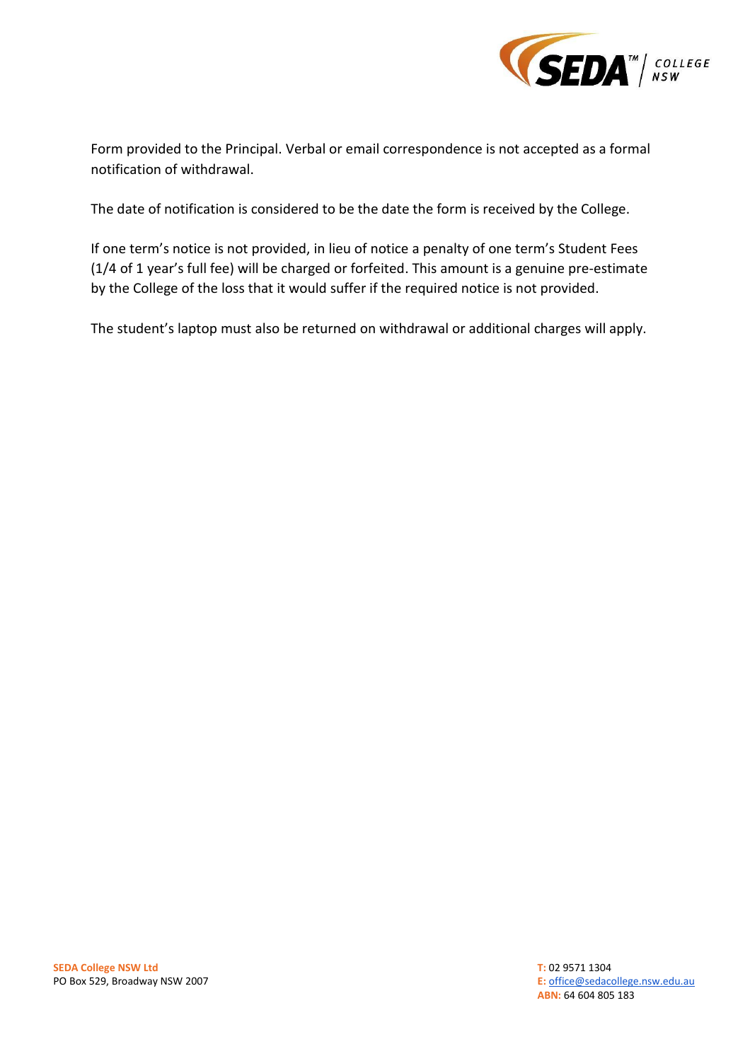Form provided to the Principal. Verbal or email correspondence is not accepted as a formal notification of withdrawal.

The date of notification is considered to be the date the form is received by the College.

If one term's notice is not provided, in lieu of notice a penalty of one term's Student Fees (1/4 of 1 year's full fee) will be charged or forfeited. This amount is a genuine pre-estimate by the College of the loss that it would suffer if the required notice is not provided.

The student's laptop must also be returned on withdrawal or additional charges will apply.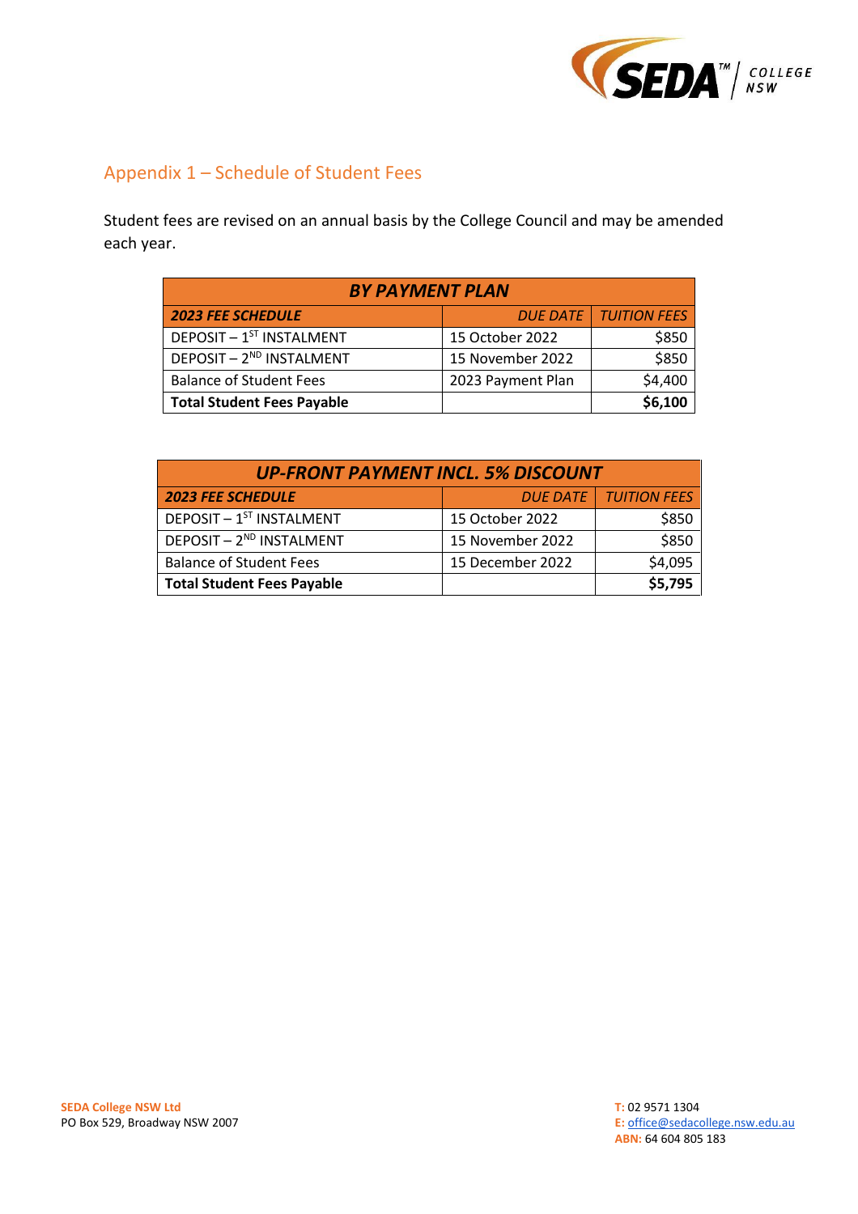## Appendix 1 – Schedule of Student Fees

Student fees are revised on an annual basis by the College Council and may be amended each year.

| ***BY PAYMENT PLAN*** | | |
|---|---|---|
| ***2023 FEE SCHEDULE*** | *DUE DATE* | *TUITION FEES* |
| DEPOSIT – 1ST INSTALMENT | 15 October 2022 | $850 |
| DEPOSIT – 2ND INSTALMENT | 15 November 2022 | $850 |
| Balance of Student Fees | 2023 Payment Plan | $4,400 |
| **Total Student Fees Payable** | | **$6,100** |

| ***UP-FRONT PAYMENT INCL. 5% DISCOUNT*** | | |
|---|---|---|
| ***2023 FEE SCHEDULE*** | *DUE DATE* | *TUITION FEES* |
| DEPOSIT – 1ST INSTALMENT | 15 October 2022 | $850 |
| DEPOSIT – 2ND INSTALMENT | 15 November 2022 | $850 |
| Balance of Student Fees | 15 December 2022 | $4,095 |
| **Total Student Fees Payable** | | **$5,795** |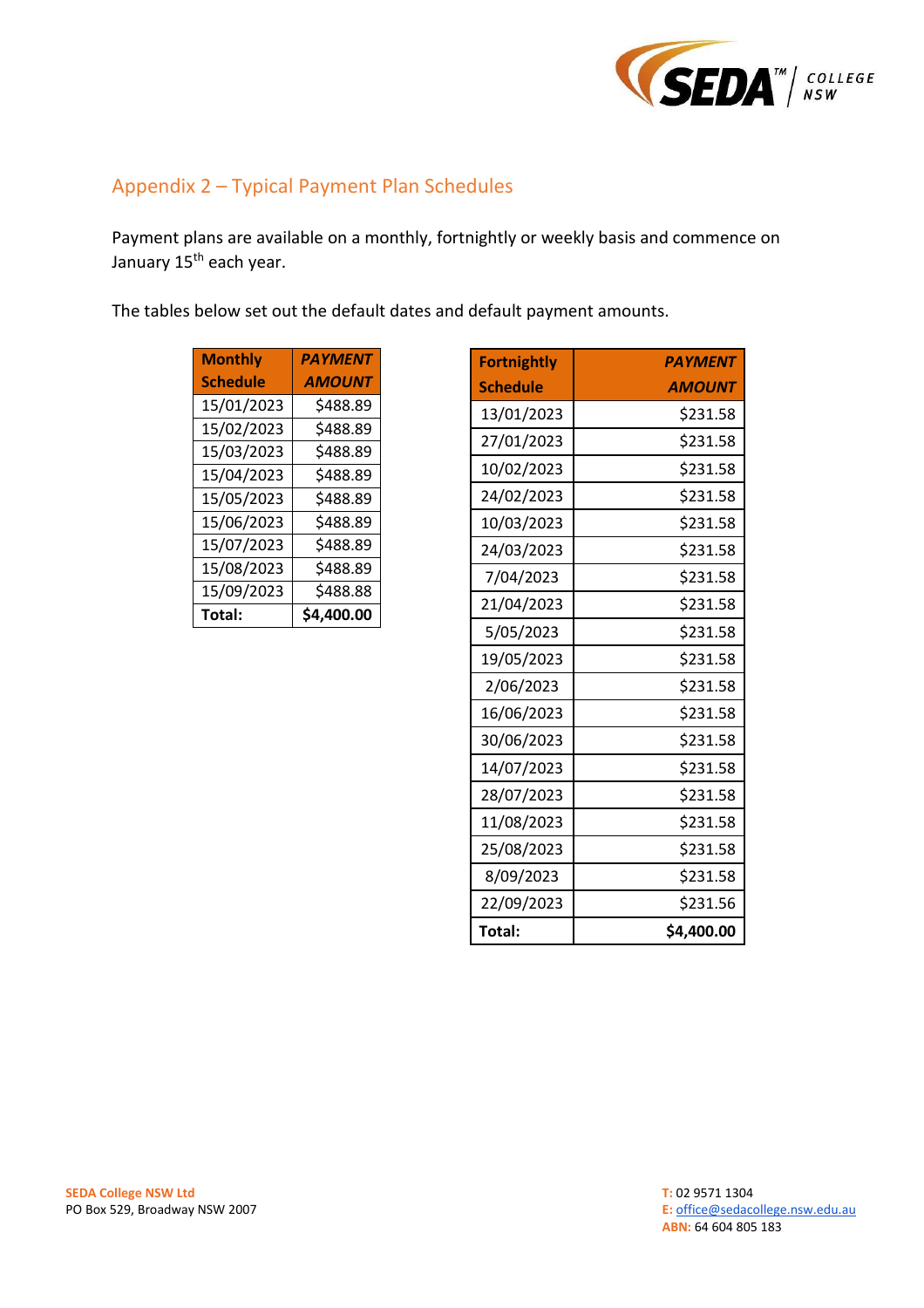## Appendix 2 – Typical Payment Plan Schedules

Payment plans are available on a monthly, fortnightly or weekly basis and commence on January 15th each year.

The tables below set out the default dates and default payment amounts.

| Monthly Schedule | *PAYMENT AMOUNT* |
|---|---|
| 15/01/2023 | $488.89 |
| 15/02/2023 | $488.89 |
| 15/03/2023 | $488.89 |
| 15/04/2023 | $488.89 |
| 15/05/2023 | $488.89 |
| 15/06/2023 | $488.89 |
| 15/07/2023 | $488.89 |
| 15/08/2023 | $488.89 |
| 15/09/2023 | $488.88 |
| **Total:** | **$4,400.00** |

| Fortnightly Schedule | *PAYMENT AMOUNT* |
|---|---|
| 13/01/2023 | $231.58 |
| 27/01/2023 | $231.58 |
| 10/02/2023 | $231.58 |
| 24/02/2023 | $231.58 |
| 10/03/2023 | $231.58 |
| 24/03/2023 | $231.58 |
| 7/04/2023 | $231.58 |
| 21/04/2023 | $231.58 |
| 5/05/2023 | $231.58 |
| 19/05/2023 | $231.58 |
| 2/06/2023 | $231.58 |
| 16/06/2023 | $231.58 |
| 30/06/2023 | $231.58 |
| 14/07/2023 | $231.58 |
| 28/07/2023 | $231.58 |
| 11/08/2023 | $231.58 |
| 25/08/2023 | $231.58 |
| 8/09/2023 | $231.58 |
| 22/09/2023 | $231.56 |
| **Total:** | **$4,400.00** |

**SEDA College NSW Ltd**
PO Box 529, Broadway NSW 2007

**T:** 02 9571 1304
**E:** office@sedacollege.nsw.edu.au
**ABN:** 64 604 805 183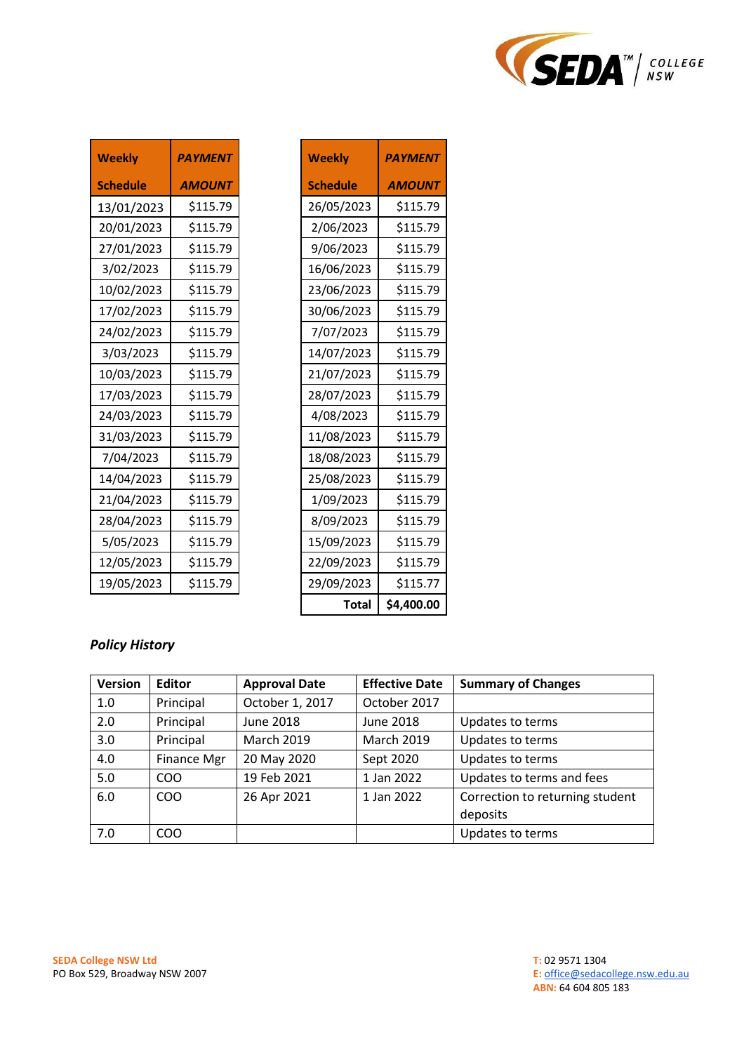| Weekly Schedule | *PAYMENT AMOUNT* |
|---|---|
| 13/01/2023 | $115.79 |
| 20/01/2023 | $115.79 |
| 27/01/2023 | $115.79 |
| 3/02/2023 | $115.79 |
| 10/02/2023 | $115.79 |
| 17/02/2023 | $115.79 |
| 24/02/2023 | $115.79 |
| 3/03/2023 | $115.79 |
| 10/03/2023 | $115.79 |
| 17/03/2023 | $115.79 |
| 24/03/2023 | $115.79 |
| 31/03/2023 | $115.79 |
| 7/04/2023 | $115.79 |
| 14/04/2023 | $115.79 |
| 21/04/2023 | $115.79 |
| 28/04/2023 | $115.79 |
| 5/05/2023 | $115.79 |
| 12/05/2023 | $115.79 |
| 19/05/2023 | $115.79 |

| Weekly Schedule | *PAYMENT AMOUNT* |
|---|---|
| 26/05/2023 | $115.79 |
| 2/06/2023 | $115.79 |
| 9/06/2023 | $115.79 |
| 16/06/2023 | $115.79 |
| 23/06/2023 | $115.79 |
| 30/06/2023 | $115.79 |
| 7/07/2023 | $115.79 |
| 14/07/2023 | $115.79 |
| 21/07/2023 | $115.79 |
| 28/07/2023 | $115.79 |
| 4/08/2023 | $115.79 |
| 11/08/2023 | $115.79 |
| 18/08/2023 | $115.79 |
| 25/08/2023 | $115.79 |
| 1/09/2023 | $115.79 |
| 8/09/2023 | $115.79 |
| 15/09/2023 | $115.79 |
| 22/09/2023 | $115.79 |
| 29/09/2023 | $115.77 |
| **Total** | **$4,400.00** |

***Policy History***

| Version | Editor | Approval Date | Effective Date | Summary of Changes |
|---|---|---|---|---|
| 1.0 | Principal | October 1, 2017 | October 2017 | |
| 2.0 | Principal | June 2018 | June 2018 | Updates to terms |
| 3.0 | Principal | March 2019 | March 2019 | Updates to terms |
| 4.0 | Finance Mgr | 20 May 2020 | Sept 2020 | Updates to terms |
| 5.0 | COO | 19 Feb 2021 | 1 Jan 2022 | Updates to terms and fees |
| 6.0 | COO | 26 Apr 2021 | 1 Jan 2022 | Correction to returning student deposits |
| 7.0 | COO | | | Updates to terms |